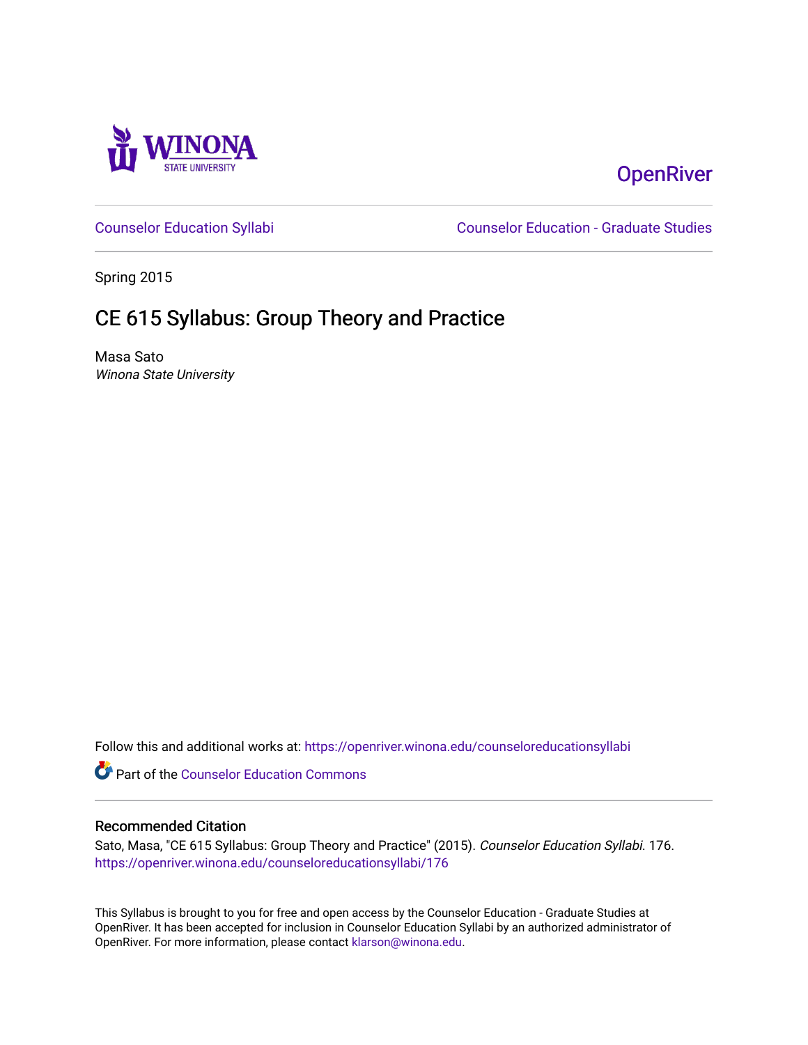Winona State University

OpenRiver

Counselor Education Syllabi | Counselor Education - Graduate Studies

Spring 2015

# CE 615 Syllabus: Group Theory and Practice

Masa Sato

*Winona State University*

Follow this and additional works at: https://openriver.winona.edu/counseloreducationsyllabi

Part of the Counselor Education Commons

## Recommended Citation

Sato, Masa, "CE 615 Syllabus: Group Theory and Practice" (2015). *Counselor Education Syllabi*. 176.
https://openriver.winona.edu/counseloreducationsyllabi/176

This Syllabus is brought to you for free and open access by the Counselor Education - Graduate Studies at OpenRiver. It has been accepted for inclusion in Counselor Education Syllabi by an authorized administrator of OpenRiver. For more information, please contact klarson@winona.edu.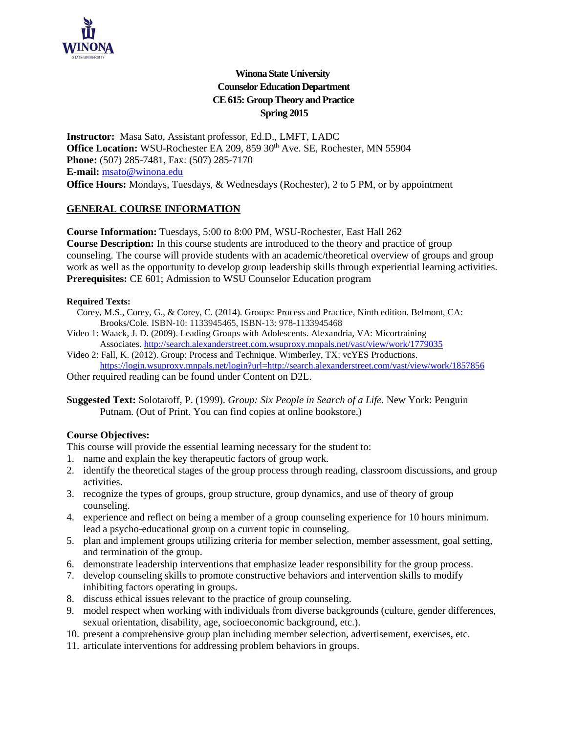**Winona State University**
**Counselor Education Department**
**CE 615: Group Theory and Practice**
**Spring 2015**

**Instructor:** Masa Sato, Assistant professor, Ed.D., LMFT, LADC
**Office Location:** WSU-Rochester EA 209, 859 30th Ave. SE, Rochester, MN 55904
**Phone:** (507) 285-7481, Fax: (507) 285-7170
**E-mail:** msato@winona.edu
**Office Hours:** Mondays, Tuesdays, & Wednesdays (Rochester), 2 to 5 PM, or by appointment

## GENERAL COURSE INFORMATION

**Course Information:** Tuesdays, 5:00 to 8:00 PM, WSU-Rochester, East Hall 262
**Course Description:** In this course students are introduced to the theory and practice of group counseling. The course will provide students with an academic/theoretical overview of groups and group work as well as the opportunity to develop group leadership skills through experiential learning activities.
**Prerequisites:** CE 601; Admission to WSU Counselor Education program

**Required Texts:**

Corey, M.S., Corey, G., & Corey, C. (2014). Groups: Process and Practice, Ninth edition. Belmont, CA: Brooks/Cole. ISBN-10: 1133945465, ISBN-13: 978-1133945468

Video 1: Waack, J. D. (2009). Leading Groups with Adolescents. Alexandria, VA: Micortraining Associates. http://search.alexanderstreet.com.wsuproxy.mnpals.net/vast/view/work/1779035

Video 2: Fall, K. (2012). Group: Process and Technique. Wimberley, TX: vcYES Productions. https://login.wsuproxy.mnpals.net/login?url=http://search.alexanderstreet.com/vast/view/work/1857856

Other required reading can be found under Content on D2L.

**Suggested Text:** Solotaroff, P. (1999). *Group: Six People in Search of a Life*. New York: Penguin Putnam. (Out of Print. You can find copies at online bookstore.)

**Course Objectives:**
This course will provide the essential learning necessary for the student to:

1. name and explain the key therapeutic factors of group work.
2. identify the theoretical stages of the group process through reading, classroom discussions, and group activities.
3. recognize the types of groups, group structure, group dynamics, and use of theory of group counseling.
4. experience and reflect on being a member of a group counseling experience for 10 hours minimum. lead a psycho-educational group on a current topic in counseling.
5. plan and implement groups utilizing criteria for member selection, member assessment, goal setting, and termination of the group.
6. demonstrate leadership interventions that emphasize leader responsibility for the group process.
7. develop counseling skills to promote constructive behaviors and intervention skills to modify inhibiting factors operating in groups.
8. discuss ethical issues relevant to the practice of group counseling.
9. model respect when working with individuals from diverse backgrounds (culture, gender differences, sexual orientation, disability, age, socioeconomic background, etc.).
10. present a comprehensive group plan including member selection, advertisement, exercises, etc.
11. articulate interventions for addressing problem behaviors in groups.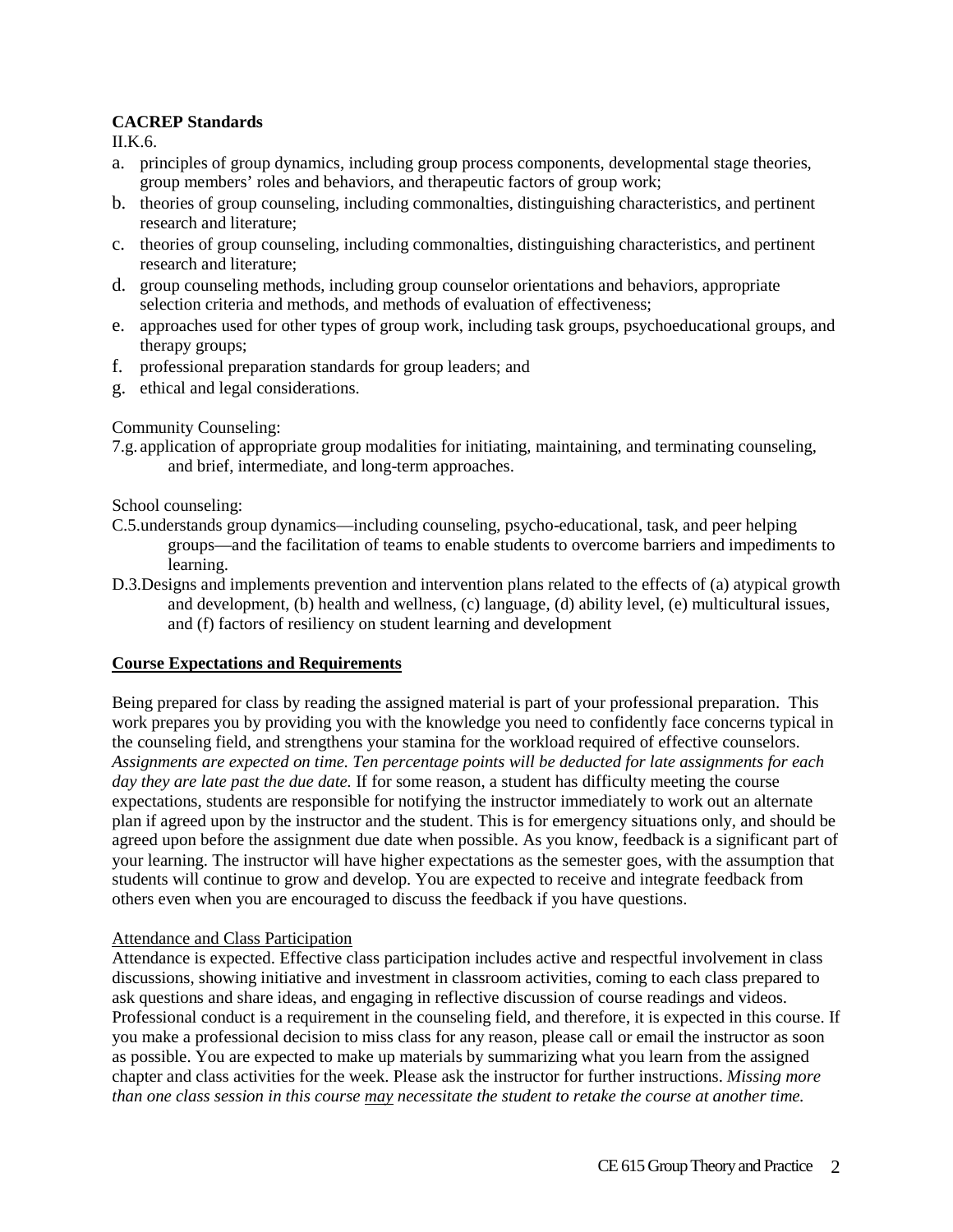**CACREP Standards**

II.K.6.

a. principles of group dynamics, including group process components, developmental stage theories, group members' roles and behaviors, and therapeutic factors of group work;
b. theories of group counseling, including commonalties, distinguishing characteristics, and pertinent research and literature;
c. theories of group counseling, including commonalties, distinguishing characteristics, and pertinent research and literature;
d. group counseling methods, including group counselor orientations and behaviors, appropriate selection criteria and methods, and methods of evaluation of effectiveness;
e. approaches used for other types of group work, including task groups, psychoeducational groups, and therapy groups;
f. professional preparation standards for group leaders; and
g. ethical and legal considerations.

Community Counseling:

7.g. application of appropriate group modalities for initiating, maintaining, and terminating counseling, and brief, intermediate, and long-term approaches.

School counseling:

C.5. understands group dynamics—including counseling, psycho-educational, task, and peer helping groups—and the facilitation of teams to enable students to overcome barriers and impediments to learning.

D.3. Designs and implements prevention and intervention plans related to the effects of (a) atypical growth and development, (b) health and wellness, (c) language, (d) ability level, (e) multicultural issues, and (f) factors of resiliency on student learning and development

## Course Expectations and Requirements

Being prepared for class by reading the assigned material is part of your professional preparation. This work prepares you by providing you with the knowledge you need to confidently face concerns typical in the counseling field, and strengthens your stamina for the workload required of effective counselors. *Assignments are expected on time. Ten percentage points will be deducted for late assignments for each day they are late past the due date.* If for some reason, a student has difficulty meeting the course expectations, students are responsible for notifying the instructor immediately to work out an alternate plan if agreed upon by the instructor and the student. This is for emergency situations only, and should be agreed upon before the assignment due date when possible. As you know, feedback is a significant part of your learning. The instructor will have higher expectations as the semester goes, with the assumption that students will continue to grow and develop. You are expected to receive and integrate feedback from others even when you are encouraged to discuss the feedback if you have questions.

### Attendance and Class Participation

Attendance is expected. Effective class participation includes active and respectful involvement in class discussions, showing initiative and investment in classroom activities, coming to each class prepared to ask questions and share ideas, and engaging in reflective discussion of course readings and videos. Professional conduct is a requirement in the counseling field, and therefore, it is expected in this course. If you make a professional decision to miss class for any reason, please call or email the instructor as soon as possible. You are expected to make up materials by summarizing what you learn from the assigned chapter and class activities for the week. Please ask the instructor for further instructions. *Missing more than one class session in this course may necessitate the student to retake the course at another time.*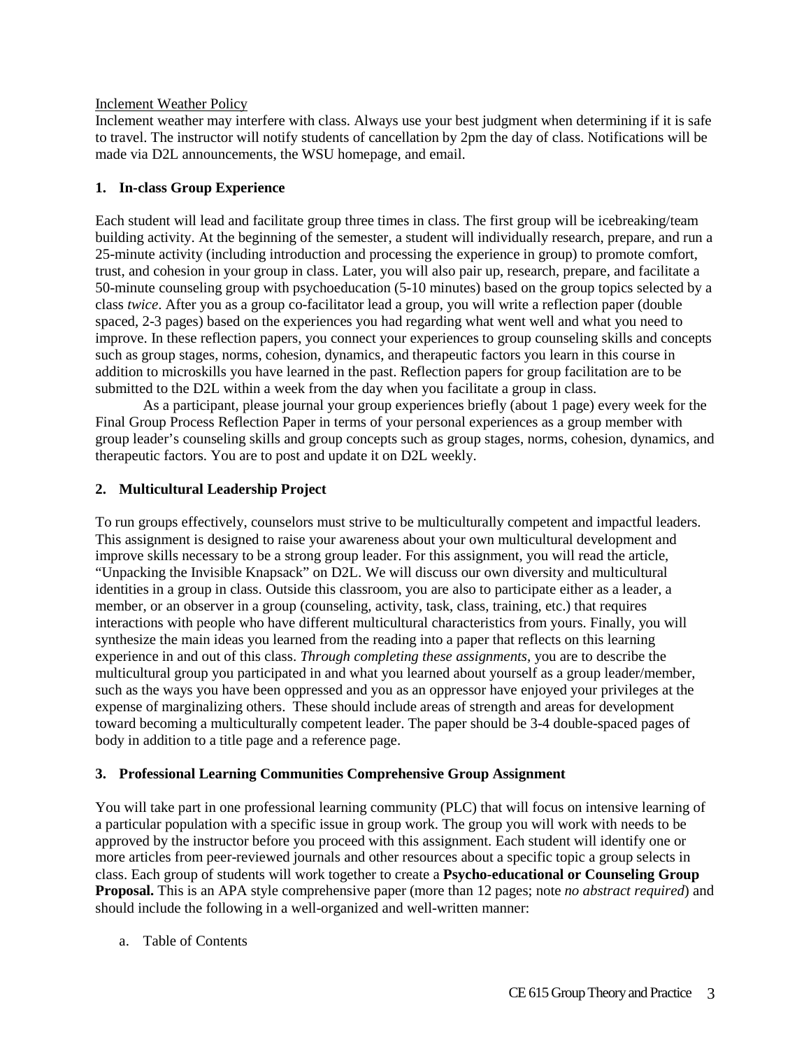Inclement Weather Policy

Inclement weather may interfere with class. Always use your best judgment when determining if it is safe to travel. The instructor will notify students of cancellation by 2pm the day of class. Notifications will be made via D2L announcements, the WSU homepage, and email.

**1. In-class Group Experience**

Each student will lead and facilitate group three times in class. The first group will be icebreaking/team building activity. At the beginning of the semester, a student will individually research, prepare, and run a 25-minute activity (including introduction and processing the experience in group) to promote comfort, trust, and cohesion in your group in class. Later, you will also pair up, research, prepare, and facilitate a 50-minute counseling group with psychoeducation (5-10 minutes) based on the group topics selected by a class *twice*. After you as a group co-facilitator lead a group, you will write a reflection paper (double spaced, 2-3 pages) based on the experiences you had regarding what went well and what you need to improve. In these reflection papers, you connect your experiences to group counseling skills and concepts such as group stages, norms, cohesion, dynamics, and therapeutic factors you learn in this course in addition to microskills you have learned in the past. Reflection papers for group facilitation are to be submitted to the D2L within a week from the day when you facilitate a group in class.

As a participant, please journal your group experiences briefly (about 1 page) every week for the Final Group Process Reflection Paper in terms of your personal experiences as a group member with group leader's counseling skills and group concepts such as group stages, norms, cohesion, dynamics, and therapeutic factors. You are to post and update it on D2L weekly.

**2. Multicultural Leadership Project**

To run groups effectively, counselors must strive to be multiculturally competent and impactful leaders. This assignment is designed to raise your awareness about your own multicultural development and improve skills necessary to be a strong group leader. For this assignment, you will read the article, "Unpacking the Invisible Knapsack" on D2L. We will discuss our own diversity and multicultural identities in a group in class. Outside this classroom, you are also to participate either as a leader, a member, or an observer in a group (counseling, activity, task, class, training, etc.) that requires interactions with people who have different multicultural characteristics from yours. Finally, you will synthesize the main ideas you learned from the reading into a paper that reflects on this learning experience in and out of this class. *Through completing these assignments*, you are to describe the multicultural group you participated in and what you learned about yourself as a group leader/member, such as the ways you have been oppressed and you as an oppressor have enjoyed your privileges at the expense of marginalizing others. These should include areas of strength and areas for development toward becoming a multiculturally competent leader. The paper should be 3-4 double-spaced pages of body in addition to a title page and a reference page.

**3. Professional Learning Communities Comprehensive Group Assignment**

You will take part in one professional learning community (PLC) that will focus on intensive learning of a particular population with a specific issue in group work. The group you will work with needs to be approved by the instructor before you proceed with this assignment. Each student will identify one or more articles from peer-reviewed journals and other resources about a specific topic a group selects in class. Each group of students will work together to create a **Psycho-educational or Counseling Group Proposal.** This is an APA style comprehensive paper (more than 12 pages; note *no abstract required*) and should include the following in a well-organized and well-written manner:

a. Table of Contents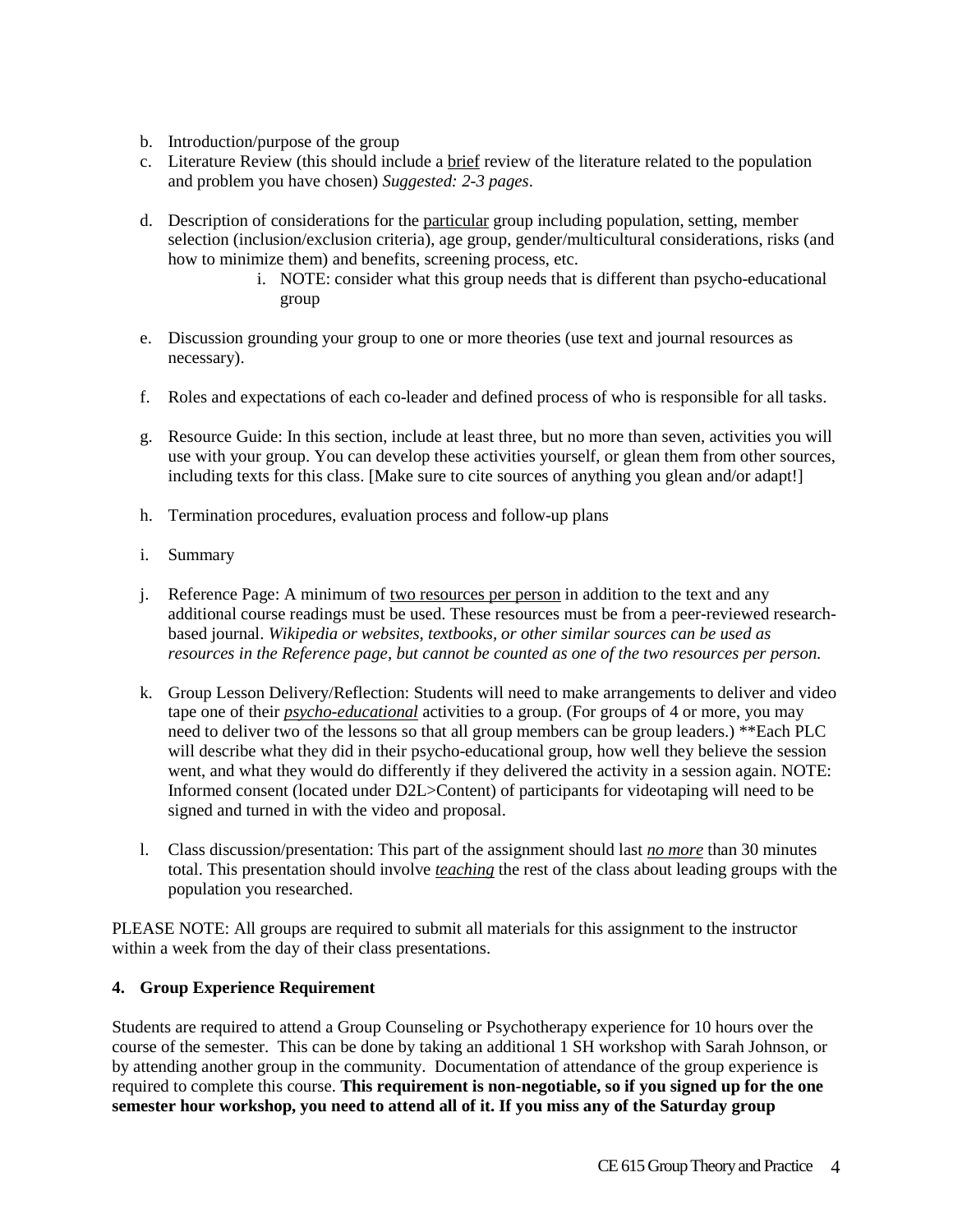b. Introduction/purpose of the group
c. Literature Review (this should include a <u>brief</u> review of the literature related to the population and problem you have chosen) *Suggested: 2-3 pages*.

d. Description of considerations for the <u>particular</u> group including population, setting, member selection (inclusion/exclusion criteria), age group, gender/multicultural considerations, risks (and how to minimize them) and benefits, screening process, etc.
    i. NOTE: consider what this group needs that is different than psycho-educational group

e. Discussion grounding your group to one or more theories (use text and journal resources as necessary).

f. Roles and expectations of each co-leader and defined process of who is responsible for all tasks.

g. Resource Guide: In this section, include at least three, but no more than seven, activities you will use with your group. You can develop these activities yourself, or glean them from other sources, including texts for this class. [Make sure to cite sources of anything you glean and/or adapt!]

h. Termination procedures, evaluation process and follow-up plans

i. Summary

j. Reference Page: A minimum of <u>two resources per person</u> in addition to the text and any additional course readings must be used. These resources must be from a peer-reviewed research-based journal. *Wikipedia or websites, textbooks, or other similar sources can be used as resources in the Reference page, but cannot be counted as one of the two resources per person.*

k. Group Lesson Delivery/Reflection: Students will need to make arrangements to deliver and video tape one of their <u>***psycho-educational***</u> activities to a group. (For groups of 4 or more, you may need to deliver two of the lessons so that all group members can be group leaders.) **Each PLC will describe what they did in their psycho-educational group, how well they believe the session went, and what they would do differently if they delivered the activity in a session again. NOTE: Informed consent (located under D2L>Content) of participants for videotaping will need to be signed and turned in with the video and proposal.

l. Class discussion/presentation: This part of the assignment should last <u>***no more***</u> than 30 minutes total. This presentation should involve <u>***teaching***</u> the rest of the class about leading groups with the population you researched.

PLEASE NOTE: All groups are required to submit all materials for this assignment to the instructor within a week from the day of their class presentations.

**4. Group Experience Requirement**

Students are required to attend a Group Counseling or Psychotherapy experience for 10 hours over the course of the semester. This can be done by taking an additional 1 SH workshop with Sarah Johnson, or by attending another group in the community. Documentation of attendance of the group experience is required to complete this course. **This requirement is non-negotiable, so if you signed up for the one semester hour workshop, you need to attend all of it. If you miss any of the Saturday group**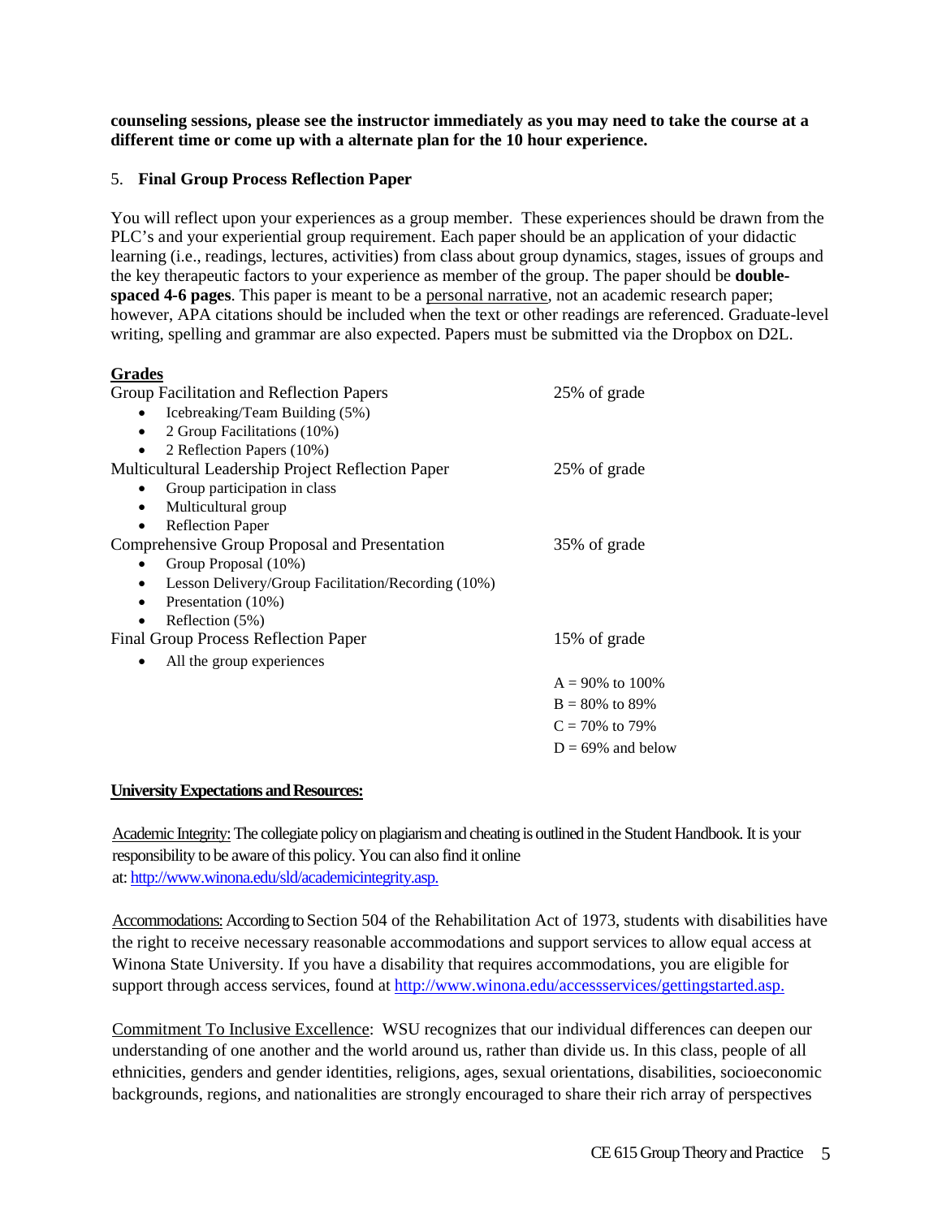**counseling sessions, please see the instructor immediately as you may need to take the course at a different time or come up with a alternate plan for the 10 hour experience.**

5. **Final Group Process Reflection Paper**

You will reflect upon your experiences as a group member. These experiences should be drawn from the PLC's and your experiential group requirement. Each paper should be an application of your didactic learning (i.e., readings, lectures, activities) from class about group dynamics, stages, issues of groups and the key therapeutic factors to your experience as member of the group. The paper should be **double-spaced 4-6 pages**. This paper is meant to be a personal narrative, not an academic research paper; however, APA citations should be included when the text or other readings are referenced. Graduate-level writing, spelling and grammar are also expected. Papers must be submitted via the Dropbox on D2L.

**Grades**

| | |
|---|---|
| Group Facilitation and Reflection Papers<br>• Icebreaking/Team Building (5%)<br>• 2 Group Facilitations (10%)<br>• 2 Reflection Papers (10%) | 25% of grade |
| Multicultural Leadership Project Reflection Paper<br>• Group participation in class<br>• Multicultural group<br>• Reflection Paper | 25% of grade |
| Comprehensive Group Proposal and Presentation<br>• Group Proposal (10%)<br>• Lesson Delivery/Group Facilitation/Recording (10%)<br>• Presentation (10%)<br>• Reflection (5%) | 35% of grade |
| Final Group Process Reflection Paper<br>• All the group experiences | 15% of grade |

A = 90% to 100%
B = 80% to 89%
C = 70% to 79%
D = 69% and below

**University Expectations and Resources:**

Academic Integrity: The collegiate policy on plagiarism and cheating is outlined in the Student Handbook. It is your responsibility to be aware of this policy. You can also find it online at: http://www.winona.edu/sld/academicintegrity.asp.

Accommodations: According to Section 504 of the Rehabilitation Act of 1973, students with disabilities have the right to receive necessary reasonable accommodations and support services to allow equal access at Winona State University. If you have a disability that requires accommodations, you are eligible for support through access services, found at http://www.winona.edu/accessservices/gettingstarted.asp.

Commitment To Inclusive Excellence: WSU recognizes that our individual differences can deepen our understanding of one another and the world around us, rather than divide us. In this class, people of all ethnicities, genders and gender identities, religions, ages, sexual orientations, disabilities, socioeconomic backgrounds, regions, and nationalities are strongly encouraged to share their rich array of perspectives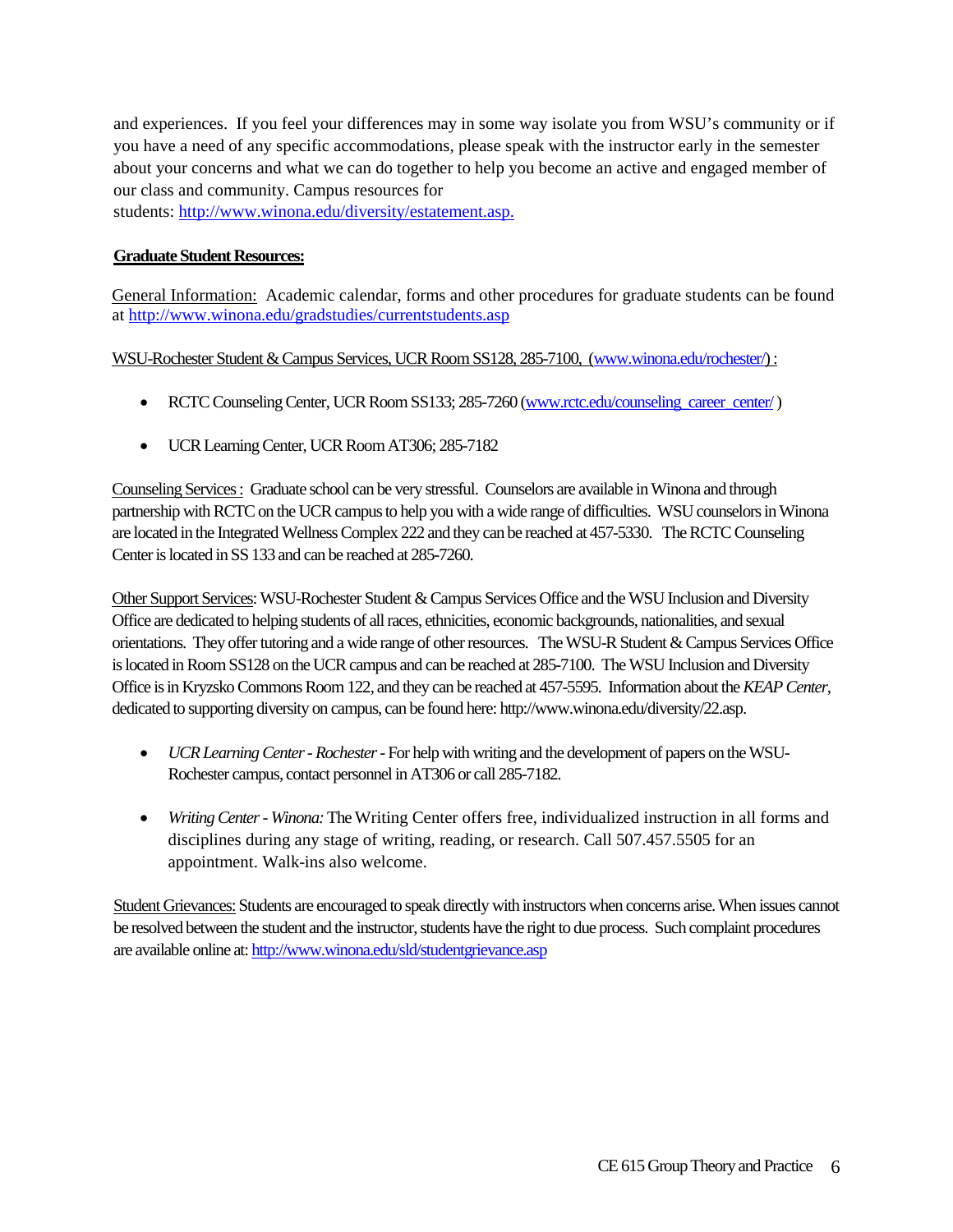and experiences. If you feel your differences may in some way isolate you from WSU's community or if you have a need of any specific accommodations, please speak with the instructor early in the semester about your concerns and what we can do together to help you become an active and engaged member of our class and community. Campus resources for students: http://www.winona.edu/diversity/estatement.asp.

**Graduate Student Resources:**

General Information: Academic calendar, forms and other procedures for graduate students can be found at http://www.winona.edu/gradstudies/currentstudents.asp

WSU-Rochester Student & Campus Services, UCR Room SS128, 285-7100, (www.winona.edu/rochester/) :

- RCTC Counseling Center, UCR Room SS133; 285-7260 (www.rctc.edu/counseling_career_center/ )
- UCR Learning Center, UCR Room AT306; 285-7182

Counseling Services : Graduate school can be very stressful. Counselors are available in Winona and through partnership with RCTC on the UCR campus to help you with a wide range of difficulties. WSU counselors in Winona are located in the Integrated Wellness Complex 222 and they can be reached at 457-5330. The RCTC Counseling Center is located in SS 133 and can be reached at 285-7260.

Other Support Services: WSU-Rochester Student & Campus Services Office and the WSU Inclusion and Diversity Office are dedicated to helping students of all races, ethnicities, economic backgrounds, nationalities, and sexual orientations. They offer tutoring and a wide range of other resources. The WSU-R Student & Campus Services Office is located in Room SS128 on the UCR campus and can be reached at 285-7100. The WSU Inclusion and Diversity Office is in Kryzsko Commons Room 122, and they can be reached at 457-5595. Information about the *KEAP Center*, dedicated to supporting diversity on campus, can be found here: http://www.winona.edu/diversity/22.asp.

- *UCR Learning Center - Rochester* - For help with writing and the development of papers on the WSU-Rochester campus, contact personnel in AT306 or call 285-7182.
- *Writing Center - Winona:* The Writing Center offers free, individualized instruction in all forms and disciplines during any stage of writing, reading, or research. Call 507.457.5505 for an appointment. Walk-ins also welcome.

Student Grievances: Students are encouraged to speak directly with instructors when concerns arise. When issues cannot be resolved between the student and the instructor, students have the right to due process. Such complaint procedures are available online at: http://www.winona.edu/sld/studentgrievance.asp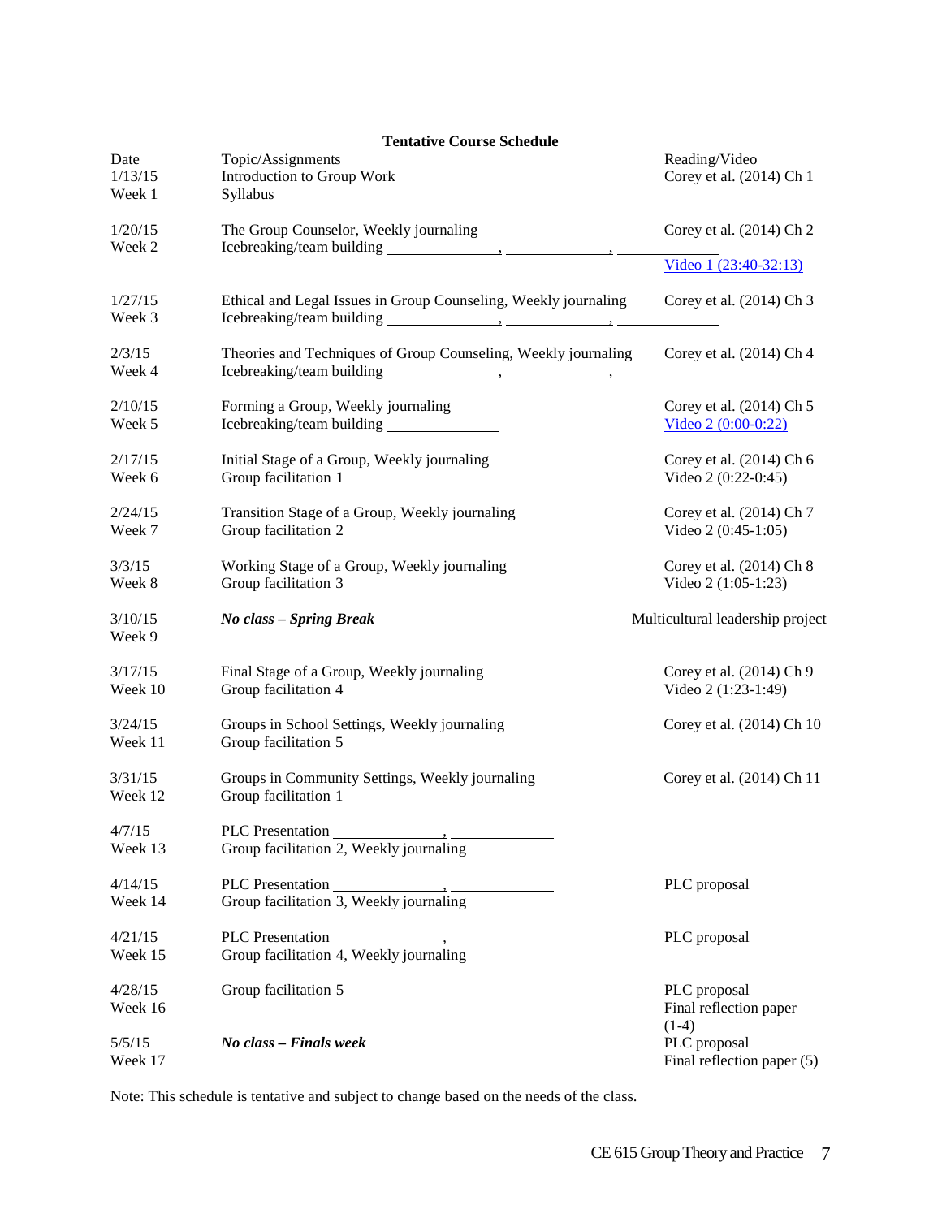**Tentative Course Schedule**

| Date | Topic/Assignments | Reading/Video |
|---|---|---|
| 1/13/15<br>Week 1 | Introduction to Group Work<br>Syllabus | Corey et al. (2014) Ch 1 |
| 1/20/15<br>Week 2 | The Group Counselor, Weekly journaling<br>Icebreaking/team building \_\_\_\_\_\_\_\_\_\_\_\_, \_\_\_\_\_\_\_\_\_\_\_\_, \_\_\_\_\_\_\_\_\_\_\_\_ | Corey et al. (2014) Ch 2<br>Video 1 (23:40-32:13) |
| 1/27/15<br>Week 3 | Ethical and Legal Issues in Group Counseling, Weekly journaling<br>Icebreaking/team building \_\_\_\_\_\_\_\_\_\_\_\_, \_\_\_\_\_\_\_\_\_\_\_\_, \_\_\_\_\_\_\_\_\_\_\_\_ | Corey et al. (2014) Ch 3 |
| 2/3/15<br>Week 4 | Theories and Techniques of Group Counseling, Weekly journaling<br>Icebreaking/team building \_\_\_\_\_\_\_\_\_\_\_\_, \_\_\_\_\_\_\_\_\_\_\_\_, \_\_\_\_\_\_\_\_\_\_\_\_ | Corey et al. (2014) Ch 4 |
| 2/10/15<br>Week 5 | Forming a Group, Weekly journaling<br>Icebreaking/team building \_\_\_\_\_\_\_\_\_\_\_\_ | Corey et al. (2014) Ch 5<br>Video 2 (0:00-0:22) |
| 2/17/15<br>Week 6 | Initial Stage of a Group, Weekly journaling<br>Group facilitation 1 | Corey et al. (2014) Ch 6<br>Video 2 (0:22-0:45) |
| 2/24/15<br>Week 7 | Transition Stage of a Group, Weekly journaling<br>Group facilitation 2 | Corey et al. (2014) Ch 7<br>Video 2 (0:45-1:05) |
| 3/3/15<br>Week 8 | Working Stage of a Group, Weekly journaling<br>Group facilitation 3 | Corey et al. (2014) Ch 8<br>Video 2 (1:05-1:23) |
| 3/10/15<br>Week 9 | ***No class – Spring Break*** | Multicultural leadership project |
| 3/17/15<br>Week 10 | Final Stage of a Group, Weekly journaling<br>Group facilitation 4 | Corey et al. (2014) Ch 9<br>Video 2 (1:23-1:49) |
| 3/24/15<br>Week 11 | Groups in School Settings, Weekly journaling<br>Group facilitation 5 | Corey et al. (2014) Ch 10 |
| 3/31/15<br>Week 12 | Groups in Community Settings, Weekly journaling<br>Group facilitation 1 | Corey et al. (2014) Ch 11 |
| 4/7/15<br>Week 13 | PLC Presentation \_\_\_\_\_\_\_\_\_\_\_\_, \_\_\_\_\_\_\_\_\_\_\_\_<br>Group facilitation 2, Weekly journaling | |
| 4/14/15<br>Week 14 | PLC Presentation \_\_\_\_\_\_\_\_\_\_\_\_, \_\_\_\_\_\_\_\_\_\_\_\_<br>Group facilitation 3, Weekly journaling | PLC proposal |
| 4/21/15<br>Week 15 | PLC Presentation \_\_\_\_\_\_\_\_\_\_\_\_,<br>Group facilitation 4, Weekly journaling | PLC proposal |
| 4/28/15<br>Week 16 | Group facilitation 5 | PLC proposal<br>Final reflection paper (1-4) |
| 5/5/15<br>Week 17 | ***No class – Finals week*** | PLC proposal<br>Final reflection paper (5) |

Note: This schedule is tentative and subject to change based on the needs of the class.